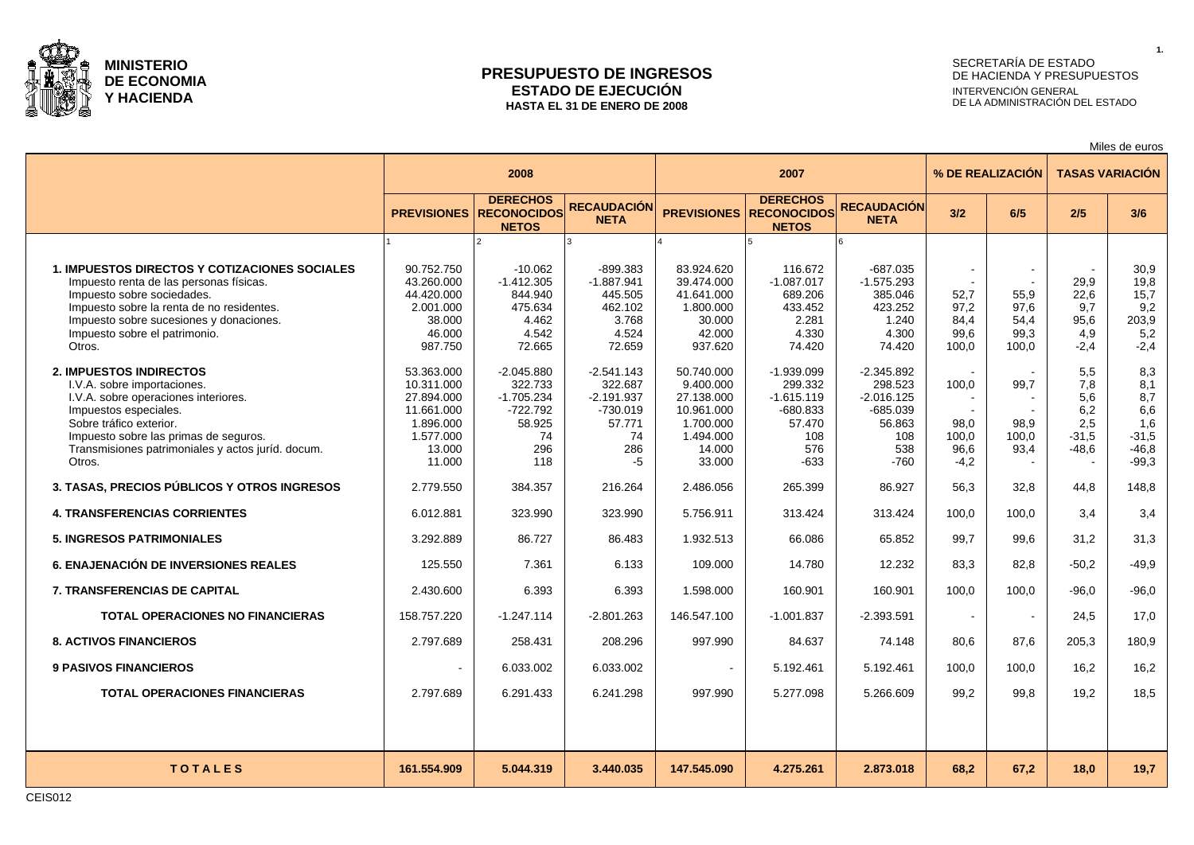**MINISTERIO DE ECONOMIA Y HACIENDA**

# PRESUPUESTO DE INGRESOS
## ESTADO DE EJECUCIÓN
### HASTA EL 31 DE ENERO DE 2008

SECRETARÍA DE ESTADO DE HACIENDA Y PRESUPUESTOS
INTERVENCIÓN GENERAL DE LA ADMINISTRACIÓN DEL ESTADO

Miles de euros

| | 2008 | | | 2007 | | | % DE REALIZACIÓN | | TASAS VARIACIÓN | |
|---|---|---|---|---|---|---|---|---|---|---|
| | PREVISIONES | DERECHOS RECONOCIDOS NETOS | RECAUDACIÓN NETA | PREVISIONES | DERECHOS RECONOCIDOS NETOS | RECAUDACIÓN NETA | 3/2 | 6/5 | 2/5 | 3/6 |
| | 1 | 2 | 3 | 4 | 5 | 6 | | | | |
| **1. IMPUESTOS DIRECTOS Y COTIZACIONES SOCIALES** | 90.752.750 | -10.062 | -899.383 | 83.924.620 | 116.672 | -687.035 | - | - | - | 30,9 |
| Impuesto renta de las personas físicas. | 43.260.000 | -1.412.305 | -1.887.941 | 39.474.000 | -1.087.017 | -1.575.293 | - | - | 29,9 | 19,8 |
| Impuesto sobre sociedades. | 44.420.000 | 844.940 | 445.505 | 41.641.000 | 689.206 | 385.046 | 52,7 | 55,9 | 22,6 | 15,7 |
| Impuesto sobre la renta de no residentes. | 2.001.000 | 475.634 | 462.102 | 1.800.000 | 433.452 | 423.252 | 97,2 | 97,6 | 9,7 | 9,2 |
| Impuesto sobre sucesiones y donaciones. | 38.000 | 4.462 | 3.768 | 30.000 | 2.281 | 1.240 | 84,4 | 54,4 | 95,6 | 203,9 |
| Impuesto sobre el patrimonio. | 46.000 | 4.542 | 4.524 | 42.000 | 4.330 | 4.300 | 99,6 | 99,3 | 4,9 | 5,2 |
| Otros. | 987.750 | 72.665 | 72.659 | 937.620 | 74.420 | 74.420 | 100,0 | 100,0 | -2,4 | -2,4 |
| **2. IMPUESTOS INDIRECTOS** | 53.363.000 | -2.045.880 | -2.541.143 | 50.740.000 | -1.939.099 | -2.345.892 | - | - | 5,5 | 8,3 |
| I.V.A. sobre importaciones. | 10.311.000 | 322.733 | 322.687 | 9.400.000 | 299.332 | 298.523 | 100,0 | 99,7 | 7,8 | 8,1 |
| I.V.A. sobre operaciones interiores. | 27.894.000 | -1.705.234 | -2.191.937 | 27.138.000 | -1.615.119 | -2.016.125 | - | - | 5,6 | 8,7 |
| Impuestos especiales. | 11.661.000 | -722.792 | -730.019 | 10.961.000 | -680.833 | -685.039 | - | - | 6,2 | 6,6 |
| Sobre tráfico exterior. | 1.896.000 | 58.925 | 57.771 | 1.700.000 | 57.470 | 56.863 | 98,0 | 98,9 | 2,5 | 1,6 |
| Impuesto sobre las primas de seguros. | 1.577.000 | 74 | 74 | 1.494.000 | 108 | 108 | 100,0 | 100,0 | -31,5 | -31,5 |
| Transmisiones patrimoniales y actos juríd. docum. | 13.000 | 296 | 286 | 14.000 | 576 | 538 | 96,6 | 93,4 | -48,6 | -46,8 |
| Otros. | 11.000 | 118 | -5 | 33.000 | -633 | -760 | -4,2 | - | - | -99,3 |
| **3. TASAS, PRECIOS PÚBLICOS Y OTROS INGRESOS** | 2.779.550 | 384.357 | 216.264 | 2.486.056 | 265.399 | 86.927 | 56,3 | 32,8 | 44,8 | 148,8 |
| **4. TRANSFERENCIAS CORRIENTES** | 6.012.881 | 323.990 | 323.990 | 5.756.911 | 313.424 | 313.424 | 100,0 | 100,0 | 3,4 | 3,4 |
| **5. INGRESOS PATRIMONIALES** | 3.292.889 | 86.727 | 86.483 | 1.932.513 | 66.086 | 65.852 | 99,7 | 99,6 | 31,2 | 31,3 |
| **6. ENAJENACIÓN DE INVERSIONES REALES** | 125.550 | 7.361 | 6.133 | 109.000 | 14.780 | 12.232 | 83,3 | 82,8 | -50,2 | -49,9 |
| **7. TRANSFERENCIAS DE CAPITAL** | 2.430.600 | 6.393 | 6.393 | 1.598.000 | 160.901 | 160.901 | 100,0 | 100,0 | -96,0 | -96,0 |
| **TOTAL OPERACIONES NO FINANCIERAS** | 158.757.220 | -1.247.114 | -2.801.263 | 146.547.100 | -1.001.837 | -2.393.591 | - | - | 24,5 | 17,0 |
| **8. ACTIVOS FINANCIEROS** | 2.797.689 | 258.431 | 208.296 | 997.990 | 84.637 | 74.148 | 80,6 | 87,6 | 205,3 | 180,9 |
| **9 PASIVOS FINANCIEROS** | - | 6.033.002 | 6.033.002 | - | 5.192.461 | 5.192.461 | 100,0 | 100,0 | 16,2 | 16,2 |
| **TOTAL OPERACIONES FINANCIERAS** | 2.797.689 | 6.291.433 | 6.241.298 | 997.990 | 5.277.098 | 5.266.609 | 99,2 | 99,8 | 19,2 | 18,5 |
| **T O T A L E S** | **161.554.909** | **5.044.319** | **3.440.035** | **147.545.090** | **4.275.261** | **2.873.018** | **68,2** | **67,2** | **18,0** | **19,7** |

CEIS012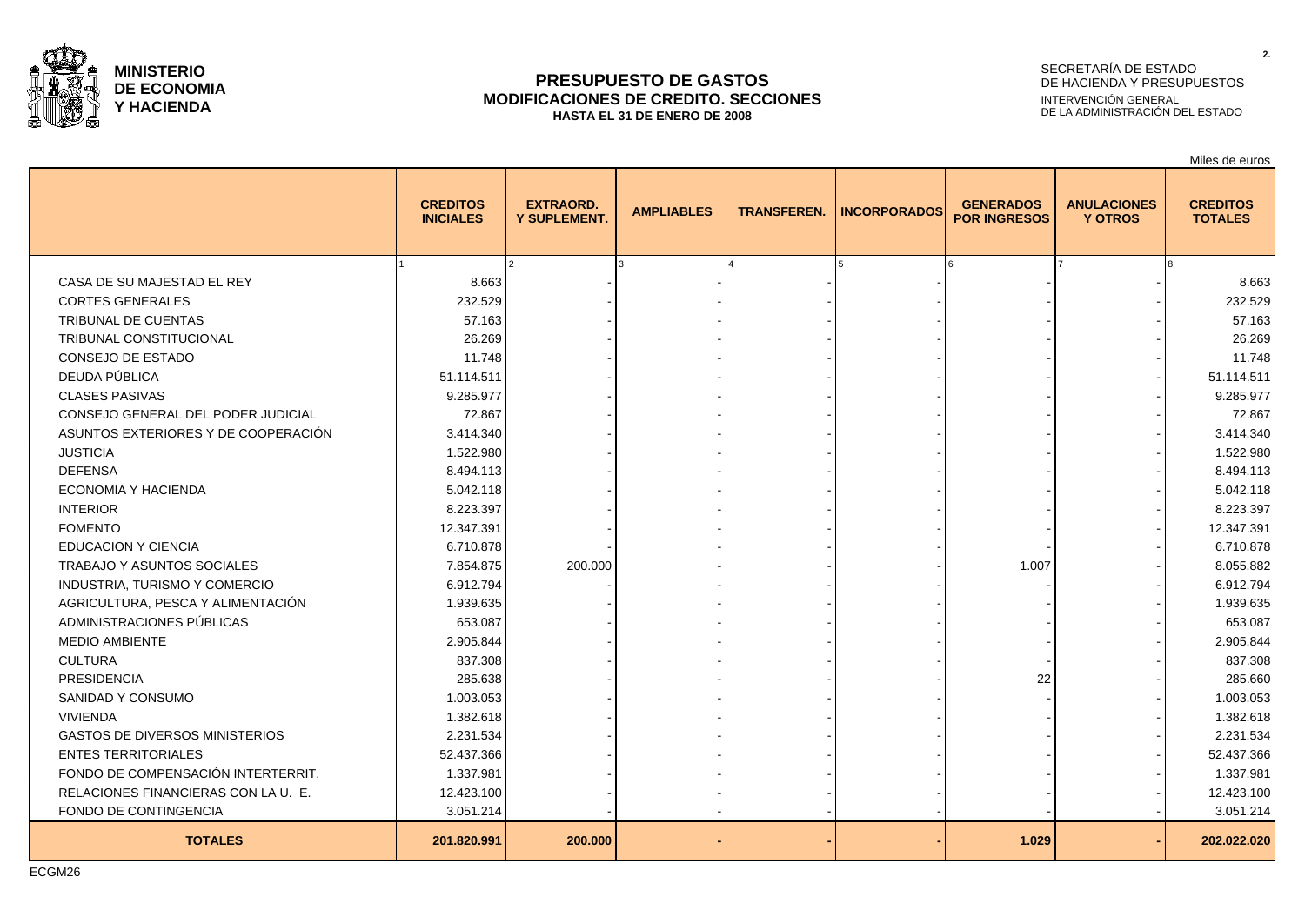**MINISTERIO DE ECONOMIA Y HACIENDA**

# PRESUPUESTO DE GASTOS
## MODIFICACIONES DE CREDITO. SECCIONES
### HASTA EL 31 DE ENERO DE 2008

SECRETARÍA DE ESTADO DE HACIENDA Y PRESUPUESTOS
INTERVENCIÓN GENERAL DE LA ADMINISTRACIÓN DEL ESTADO

Miles de euros

| | CREDITOS INICIALES | EXTRAORD. Y SUPLEMENT. | AMPLIABLES | TRANSFEREN. | INCORPORADOS | GENERADOS POR INGRESOS | ANULACIONES Y OTROS | CREDITOS TOTALES |
|---|---|---|---|---|---|---|---|---|
| | 1 | 2 | 3 | 4 | 5 | 6 | 7 | 8 |
| CASA DE SU MAJESTAD EL REY | 8.663 | - | - | - | - | - | - | 8.663 |
| CORTES GENERALES | 232.529 | - | - | - | - | - | - | 232.529 |
| TRIBUNAL DE CUENTAS | 57.163 | - | - | - | - | - | - | 57.163 |
| TRIBUNAL CONSTITUCIONAL | 26.269 | - | - | - | - | - | - | 26.269 |
| CONSEJO DE ESTADO | 11.748 | - | - | - | - | - | - | 11.748 |
| DEUDA PÚBLICA | 51.114.511 | - | - | - | - | - | - | 51.114.511 |
| CLASES PASIVAS | 9.285.977 | - | - | - | - | - | - | 9.285.977 |
| CONSEJO GENERAL DEL PODER JUDICIAL | 72.867 | - | - | - | - | - | - | 72.867 |
| ASUNTOS EXTERIORES Y DE COOPERACIÓN | 3.414.340 | - | - | - | - | - | - | 3.414.340 |
| JUSTICIA | 1.522.980 | - | - | - | - | - | - | 1.522.980 |
| DEFENSA | 8.494.113 | - | - | - | - | - | - | 8.494.113 |
| ECONOMIA Y HACIENDA | 5.042.118 | - | - | - | - | - | - | 5.042.118 |
| INTERIOR | 8.223.397 | - | - | - | - | - | - | 8.223.397 |
| FOMENTO | 12.347.391 | - | - | - | - | - | - | 12.347.391 |
| EDUCACION Y CIENCIA | 6.710.878 | - | - | - | - | - | - | 6.710.878 |
| TRABAJO Y ASUNTOS SOCIALES | 7.854.875 | 200.000 | - | - | - | 1.007 | - | 8.055.882 |
| INDUSTRIA, TURISMO Y COMERCIO | 6.912.794 | - | - | - | - | - | - | 6.912.794 |
| AGRICULTURA, PESCA Y ALIMENTACIÓN | 1.939.635 | - | - | - | - | - | - | 1.939.635 |
| ADMINISTRACIONES PÚBLICAS | 653.087 | - | - | - | - | - | - | 653.087 |
| MEDIO AMBIENTE | 2.905.844 | - | - | - | - | - | - | 2.905.844 |
| CULTURA | 837.308 | - | - | - | - | - | - | 837.308 |
| PRESIDENCIA | 285.638 | - | - | - | - | 22 | - | 285.660 |
| SANIDAD Y CONSUMO | 1.003.053 | - | - | - | - | - | - | 1.003.053 |
| VIVIENDA | 1.382.618 | - | - | - | - | - | - | 1.382.618 |
| GASTOS DE DIVERSOS MINISTERIOS | 2.231.534 | - | - | - | - | - | - | 2.231.534 |
| ENTES TERRITORIALES | 52.437.366 | - | - | - | - | - | - | 52.437.366 |
| FONDO DE COMPENSACIÓN INTERTERRIT. | 1.337.981 | - | - | - | - | - | - | 1.337.981 |
| RELACIONES FINANCIERAS CON LA U. E. | 12.423.100 | - | - | - | - | - | - | 12.423.100 |
| FONDO DE CONTINGENCIA | 3.051.214 | - | - | - | - | - | - | 3.051.214 |
| **TOTALES** | **201.820.991** | **200.000** | **-** | **-** | **-** | **1.029** | **-** | **202.022.020** |

ECGM26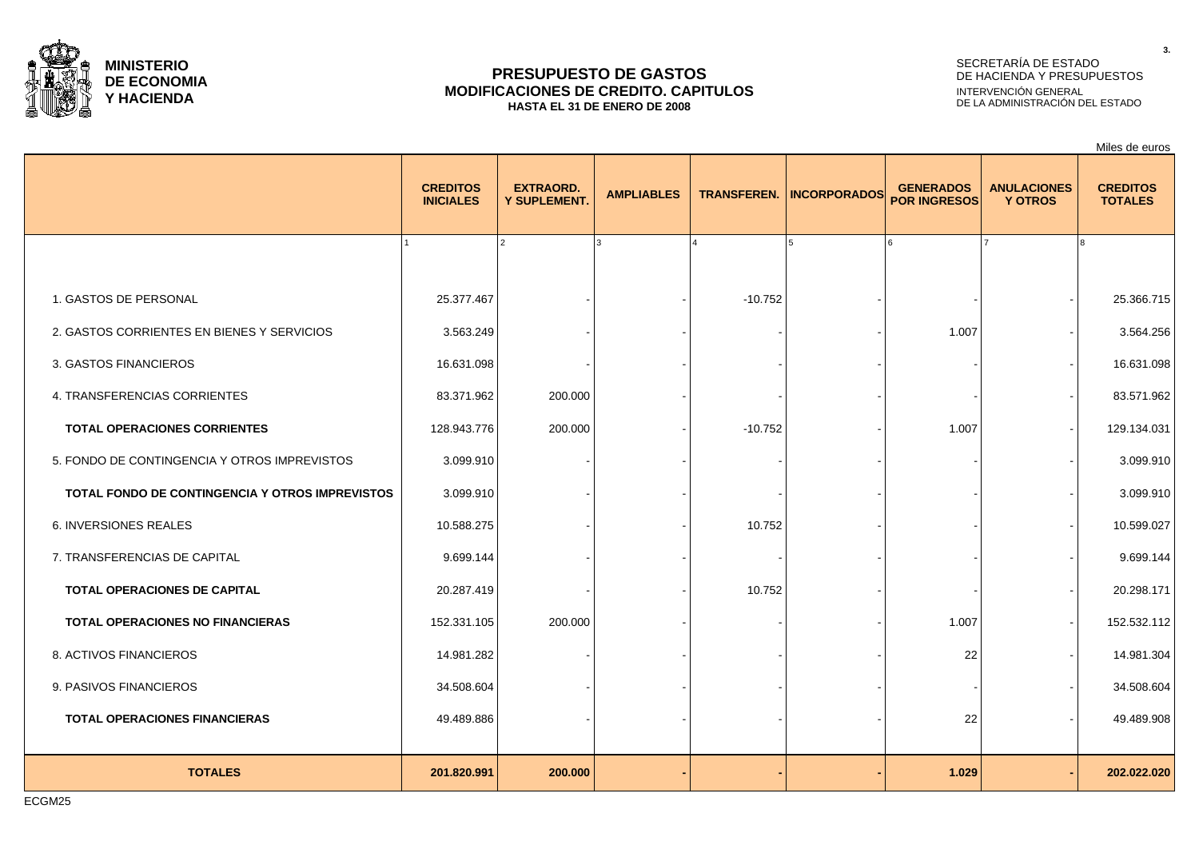**MINISTERIO DE ECONOMIA Y HACIENDA**

# PRESUPUESTO DE GASTOS
## MODIFICACIONES DE CREDITO. CAPITULOS
### HASTA EL 31 DE ENERO DE 2008

SECRETARÍA DE ESTADO DE HACIENDA Y PRESUPUESTOS
INTERVENCIÓN GENERAL DE LA ADMINISTRACIÓN DEL ESTADO

Miles de euros

| | CREDITOS INICIALES | EXTRAORD. Y SUPLEMENT. | AMPLIABLES | TRANSFEREN. | INCORPORADOS | GENERADOS POR INGRESOS | ANULACIONES Y OTROS | CREDITOS TOTALES |
|---|---|---|---|---|---|---|---|---|
| | 1 | 2 | 3 | 4 | 5 | 6 | 7 | 8 |
| 1. GASTOS DE PERSONAL | 25.377.467 | - | - | -10.752 | - | - | - | 25.366.715 |
| 2. GASTOS CORRIENTES EN BIENES Y SERVICIOS | 3.563.249 | - | - | - | - | 1.007 | - | 3.564.256 |
| 3. GASTOS FINANCIEROS | 16.631.098 | - | - | - | - | - | - | 16.631.098 |
| 4. TRANSFERENCIAS CORRIENTES | 83.371.962 | 200.000 | - | - | - | - | - | 83.571.962 |
| **TOTAL OPERACIONES CORRIENTES** | 128.943.776 | 200.000 | - | -10.752 | - | 1.007 | - | 129.134.031 |
| 5. FONDO DE CONTINGENCIA Y OTROS IMPREVISTOS | 3.099.910 | - | - | - | - | - | - | 3.099.910 |
| **TOTAL FONDO DE CONTINGENCIA Y OTROS IMPREVISTOS** | 3.099.910 | - | - | - | - | - | - | 3.099.910 |
| 6. INVERSIONES REALES | 10.588.275 | - | - | 10.752 | - | - | - | 10.599.027 |
| 7. TRANSFERENCIAS DE CAPITAL | 9.699.144 | - | - | - | - | - | - | 9.699.144 |
| **TOTAL OPERACIONES DE CAPITAL** | 20.287.419 | - | - | 10.752 | - | - | - | 20.298.171 |
| **TOTAL OPERACIONES NO FINANCIERAS** | 152.331.105 | 200.000 | - | - | - | 1.007 | - | 152.532.112 |
| 8. ACTIVOS FINANCIEROS | 14.981.282 | - | - | - | - | 22 | - | 14.981.304 |
| 9. PASIVOS FINANCIEROS | 34.508.604 | - | - | - | - | - | - | 34.508.604 |
| **TOTAL OPERACIONES FINANCIERAS** | 49.489.886 | - | - | - | - | 22 | - | 49.489.908 |
| **TOTALES** | **201.820.991** | **200.000** | **-** | **-** | **-** | **1.029** | **-** | **202.022.020** |

ECGM25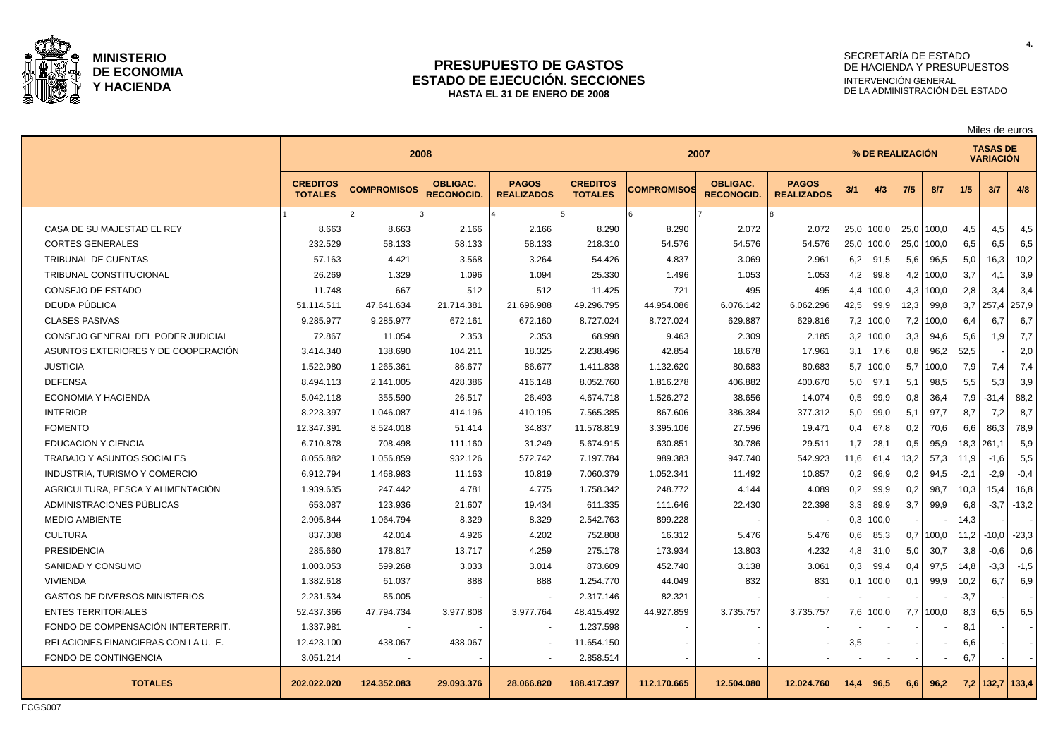**MINISTERIO DE ECONOMIA Y HACIENDA**

# PRESUPUESTO DE GASTOS
## ESTADO DE EJECUCIÓN. SECCIONES
### HASTA EL 31 DE ENERO DE 2008

SECRETARÍA DE ESTADO DE HACIENDA Y PRESUPUESTOS
INTERVENCIÓN GENERAL DE LA ADMINISTRACIÓN DEL ESTADO

Miles de euros

| | 2008 | | | | 2007 | | | | % DE REALIZACIÓN | | | | TASAS DE VARIACIÓN | | |
|---|---|---|---|---|---|---|---|---|---|---|---|---|---|---|---|
| | CREDITOS TOTALES | COMPROMISOS | OBLIGAC. RECONOCID. | PAGOS REALIZADOS | CREDITOS TOTALES | COMPROMISOS | OBLIGAC. RECONOCID. | PAGOS REALIZADOS | 3/1 | 4/3 | 7/5 | 8/7 | 1/5 | 3/7 | 4/8 |
| | 1 | 2 | 3 | 4 | 5 | 6 | 7 | 8 | | | | | | | |
| CASA DE SU MAJESTAD EL REY | 8.663 | 8.663 | 2.166 | 2.166 | 8.290 | 8.290 | 2.072 | 2.072 | 25,0 | 100,0 | 25,0 | 100,0 | 4,5 | 4,5 | 4,5 |
| CORTES GENERALES | 232.529 | 58.133 | 58.133 | 58.133 | 218.310 | 54.576 | 54.576 | 54.576 | 25,0 | 100,0 | 25,0 | 100,0 | 6,5 | 6,5 | 6,5 |
| TRIBUNAL DE CUENTAS | 57.163 | 4.421 | 3.568 | 3.264 | 54.426 | 4.837 | 3.069 | 2.961 | 6,2 | 91,5 | 5,6 | 96,5 | 5,0 | 16,3 | 10,2 |
| TRIBUNAL CONSTITUCIONAL | 26.269 | 1.329 | 1.096 | 1.094 | 25.330 | 1.496 | 1.053 | 1.053 | 4,2 | 99,8 | 4,2 | 100,0 | 3,7 | 4,1 | 3,9 |
| CONSEJO DE ESTADO | 11.748 | 667 | 512 | 512 | 11.425 | 721 | 495 | 495 | 4,4 | 100,0 | 4,3 | 100,0 | 2,8 | 3,4 | 3,4 |
| DEUDA PÚBLICA | 51.114.511 | 47.641.634 | 21.714.381 | 21.696.988 | 49.296.795 | 44.954.086 | 6.076.142 | 6.062.296 | 42,5 | 99,9 | 12,3 | 99,8 | 3,7 | 257,4 | 257,9 |
| CLASES PASIVAS | 9.285.977 | 9.285.977 | 672.161 | 672.160 | 8.727.024 | 8.727.024 | 629.887 | 629.816 | 7,2 | 100,0 | 7,2 | 100,0 | 6,4 | 6,7 | 6,7 |
| CONSEJO GENERAL DEL PODER JUDICIAL | 72.867 | 11.054 | 2.353 | 2.353 | 68.998 | 9.463 | 2.309 | 2.185 | 3,2 | 100,0 | 3,3 | 94,6 | 5,6 | 1,9 | 7,7 |
| ASUNTOS EXTERIORES Y DE COOPERACIÓN | 3.414.340 | 138.690 | 104.211 | 18.325 | 2.238.496 | 42.854 | 18.678 | 17.961 | 3,1 | 17,6 | 0,8 | 96,2 | 52,5 | - | 2,0 |
| JUSTICIA | 1.522.980 | 1.265.361 | 86.677 | 86.677 | 1.411.838 | 1.132.620 | 80.683 | 80.683 | 5,7 | 100,0 | 5,7 | 100,0 | 7,9 | 7,4 | 7,4 |
| DEFENSA | 8.494.113 | 2.141.005 | 428.386 | 416.148 | 8.052.760 | 1.816.278 | 406.882 | 400.670 | 5,0 | 97,1 | 5,1 | 98,5 | 5,5 | 5,3 | 3,9 |
| ECONOMIA Y HACIENDA | 5.042.118 | 355.590 | 26.517 | 26.493 | 4.674.718 | 1.526.272 | 38.656 | 14.074 | 0,5 | 99,9 | 0,8 | 36,4 | 7,9 | -31,4 | 88,2 |
| INTERIOR | 8.223.397 | 1.046.087 | 414.196 | 410.195 | 7.565.385 | 867.606 | 386.384 | 377.312 | 5,0 | 99,0 | 5,1 | 97,7 | 8,7 | 7,2 | 8,7 |
| FOMENTO | 12.347.391 | 8.524.018 | 51.414 | 34.837 | 11.578.819 | 3.395.106 | 27.596 | 19.471 | 0,4 | 67,8 | 0,2 | 70,6 | 6,6 | 86,3 | 78,9 |
| EDUCACION Y CIENCIA | 6.710.878 | 708.498 | 111.160 | 31.249 | 5.674.915 | 630.851 | 30.786 | 29.511 | 1,7 | 28,1 | 0,5 | 95,9 | 18,3 | 261,1 | 5,9 |
| TRABAJO Y ASUNTOS SOCIALES | 8.055.882 | 1.056.859 | 932.126 | 572.742 | 7.197.784 | 989.383 | 947.740 | 542.923 | 11,6 | 61,4 | 13,2 | 57,3 | 11,9 | -1,6 | 5,5 |
| INDUSTRIA, TURISMO Y COMERCIO | 6.912.794 | 1.468.983 | 11.163 | 10.819 | 7.060.379 | 1.052.341 | 11.492 | 10.857 | 0,2 | 96,9 | 0,2 | 94,5 | -2,1 | -2,9 | -0,4 |
| AGRICULTURA, PESCA Y ALIMENTACIÓN | 1.939.635 | 247.442 | 4.781 | 4.775 | 1.758.342 | 248.772 | 4.144 | 4.089 | 0,2 | 99,9 | 0,2 | 98,7 | 10,3 | 15,4 | 16,8 |
| ADMINISTRACIONES PÚBLICAS | 653.087 | 123.936 | 21.607 | 19.434 | 611.335 | 111.646 | 22.430 | 22.398 | 3,3 | 89,9 | 3,7 | 99,9 | 6,8 | -3,7 | -13,2 |
| MEDIO AMBIENTE | 2.905.844 | 1.064.794 | 8.329 | 8.329 | 2.542.763 | 899.228 | - | - | 0,3 | 100,0 | - | - | 14,3 | - | - |
| CULTURA | 837.308 | 42.014 | 4.926 | 4.202 | 752.808 | 16.312 | 5.476 | 5.476 | 0,6 | 85,3 | 0,7 | 100,0 | 11,2 | -10,0 | -23,3 |
| PRESIDENCIA | 285.660 | 178.817 | 13.717 | 4.259 | 275.178 | 173.934 | 13.803 | 4.232 | 4,8 | 31,0 | 5,0 | 30,7 | 3,8 | -0,6 | 0,6 |
| SANIDAD Y CONSUMO | 1.003.053 | 599.268 | 3.033 | 3.014 | 873.609 | 452.740 | 3.138 | 3.061 | 0,3 | 99,4 | 0,4 | 97,5 | 14,8 | -3,3 | -1,5 |
| VIVIENDA | 1.382.618 | 61.037 | 888 | 888 | 1.254.770 | 44.049 | 832 | 831 | 0,1 | 100,0 | 0,1 | 99,9 | 10,2 | 6,7 | 6,9 |
| GASTOS DE DIVERSOS MINISTERIOS | 2.231.534 | 85.005 | - | - | 2.317.146 | 82.321 | - | - | - | - | - | - | -3,7 | - | - |
| ENTES TERRITORIALES | 52.437.366 | 47.794.734 | 3.977.808 | 3.977.764 | 48.415.492 | 44.927.859 | 3.735.757 | 3.735.757 | 7,6 | 100,0 | 7,7 | 100,0 | 8,3 | 6,5 | 6,5 |
| FONDO DE COMPENSACIÓN INTERTERRIT. | 1.337.981 | - | - | - | 1.237.598 | - | - | - | - | - | - | - | 8,1 | - | - |
| RELACIONES FINANCIERAS CON LA U. E. | 12.423.100 | 438.067 | 438.067 | - | 11.654.150 | - | - | - | 3,5 | - | - | - | 6,6 | - | - |
| FONDO DE CONTINGENCIA | 3.051.214 | - | - | - | 2.858.514 | - | - | - | - | - | - | - | 6,7 | - | - |
| **TOTALES** | **202.022.020** | **124.352.083** | **29.093.376** | **28.066.820** | **188.417.397** | **112.170.665** | **12.504.080** | **12.024.760** | **14,4** | **96,5** | **6,6** | **96,2** | **7,2** | **132,7** | **133,4** |

ECGS007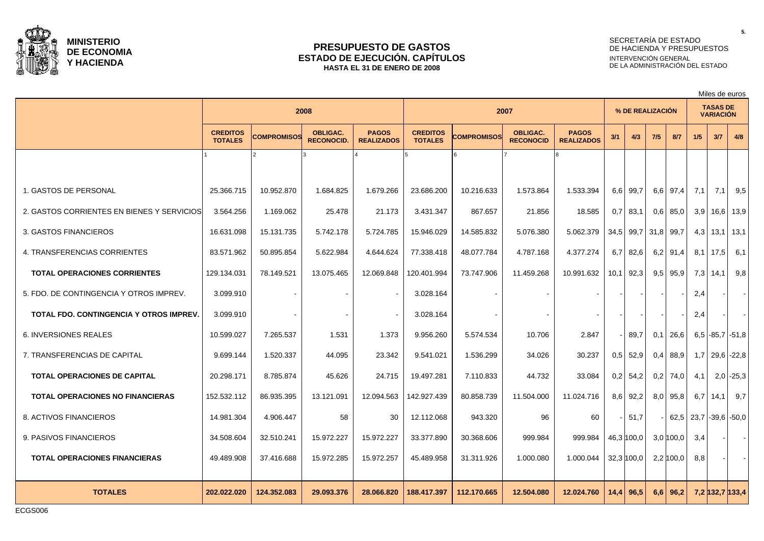**MINISTERIO DE ECONOMIA Y HACIENDA**

# PRESUPUESTO DE GASTOS
## ESTADO DE EJECUCIÓN. CAPÍTULOS
**HASTA EL 31 DE ENERO DE 2008**

SECRETARÍA DE ESTADO DE HACIENDA Y PRESUPUESTOS
INTERVENCIÓN GENERAL DE LA ADMINISTRACIÓN DEL ESTADO

Miles de euros

| | 2008 | | | | 2007 | | | | % DE REALIZACIÓN | | | | TASAS DE VARIACIÓN | | |
|---|---|---|---|---|---|---|---|---|---|---|---|---|---|---|---|
| | CREDITOS TOTALES | COMPROMISOS | OBLIGAC. RECONOCID. | PAGOS REALIZADOS | CREDITOS TOTALES | COMPROMISOS | OBLIGAC. RECONOCID | PAGOS REALIZADOS | 3/1 | 4/3 | 7/5 | 8/7 | 1/5 | 3/7 | 4/8 |
| | 1 | 2 | 3 | 4 | 5 | 6 | 7 | 8 | | | | | | | |
| 1. GASTOS DE PERSONAL | 25.366.715 | 10.952.870 | 1.684.825 | 1.679.266 | 23.686.200 | 10.216.633 | 1.573.864 | 1.533.394 | 6,6 | 99,7 | 6,6 | 97,4 | 7,1 | 7,1 | 9,5 |
| 2. GASTOS CORRIENTES EN BIENES Y SERVICIOS | 3.564.256 | 1.169.062 | 25.478 | 21.173 | 3.431.347 | 867.657 | 21.856 | 18.585 | 0,7 | 83,1 | 0,6 | 85,0 | 3,9 | 16,6 | 13,9 |
| 3. GASTOS FINANCIEROS | 16.631.098 | 15.131.735 | 5.742.178 | 5.724.785 | 15.946.029 | 14.585.832 | 5.076.380 | 5.062.379 | 34,5 | 99,7 | 31,8 | 99,7 | 4,3 | 13,1 | 13,1 |
| 4. TRANSFERENCIAS CORRIENTES | 83.571.962 | 50.895.854 | 5.622.984 | 4.644.624 | 77.338.418 | 48.077.784 | 4.787.168 | 4.377.274 | 6,7 | 82,6 | 6,2 | 91,4 | 8,1 | 17,5 | 6,1 |
| **TOTAL OPERACIONES CORRIENTES** | 129.134.031 | 78.149.521 | 13.075.465 | 12.069.848 | 120.401.994 | 73.747.906 | 11.459.268 | 10.991.632 | 10,1 | 92,3 | 9,5 | 95,9 | 7,3 | 14,1 | 9,8 |
| 5. FDO. DE CONTINGENCIA Y OTROS IMPREV. | 3.099.910 | - | - | - | 3.028.164 | - | - | - | - | - | - | - | 2,4 | - | - |
| **TOTAL FDO. CONTINGENCIA Y OTROS IMPREV.** | 3.099.910 | - | - | - | 3.028.164 | - | - | - | - | - | - | - | 2,4 | - | - |
| 6. INVERSIONES REALES | 10.599.027 | 7.265.537 | 1.531 | 1.373 | 9.956.260 | 5.574.534 | 10.706 | 2.847 | - | 89,7 | 0,1 | 26,6 | 6,5 | -85,7 | -51,8 |
| 7. TRANSFERENCIAS DE CAPITAL | 9.699.144 | 1.520.337 | 44.095 | 23.342 | 9.541.021 | 1.536.299 | 34.026 | 30.237 | 0,5 | 52,9 | 0,4 | 88,9 | 1,7 | 29,6 | -22,8 |
| **TOTAL OPERACIONES DE CAPITAL** | 20.298.171 | 8.785.874 | 45.626 | 24.715 | 19.497.281 | 7.110.833 | 44.732 | 33.084 | 0,2 | 54,2 | 0,2 | 74,0 | 4,1 | 2,0 | -25,3 |
| **TOTAL OPERACIONES NO FINANCIERAS** | 152.532.112 | 86.935.395 | 13.121.091 | 12.094.563 | 142.927.439 | 80.858.739 | 11.504.000 | 11.024.716 | 8,6 | 92,2 | 8,0 | 95,8 | 6,7 | 14,1 | 9,7 |
| 8. ACTIVOS FINANCIEROS | 14.981.304 | 4.906.447 | 58 | 30 | 12.112.068 | 943.320 | 96 | 60 | - | 51,7 | - | 62,5 | 23,7 | -39,6 | -50,0 |
| 9. PASIVOS FINANCIEROS | 34.508.604 | 32.510.241 | 15.972.227 | 15.972.227 | 33.377.890 | 30.368.606 | 999.984 | 999.984 | 46,3 | 100,0 | 3,0 | 100,0 | 3,4 | - | - |
| **TOTAL OPERACIONES FINANCIERAS** | 49.489.908 | 37.416.688 | 15.972.285 | 15.972.257 | 45.489.958 | 31.311.926 | 1.000.080 | 1.000.044 | 32,3 | 100,0 | 2,2 | 100,0 | 8,8 | - | - |
| **TOTALES** | **202.022.020** | **124.352.083** | **29.093.376** | **28.066.820** | **188.417.397** | **112.170.665** | **12.504.080** | **12.024.760** | **14,4** | **96,5** | **6,6** | **96,2** | **7,2** | **132,7** | **133,4** |

ECGS006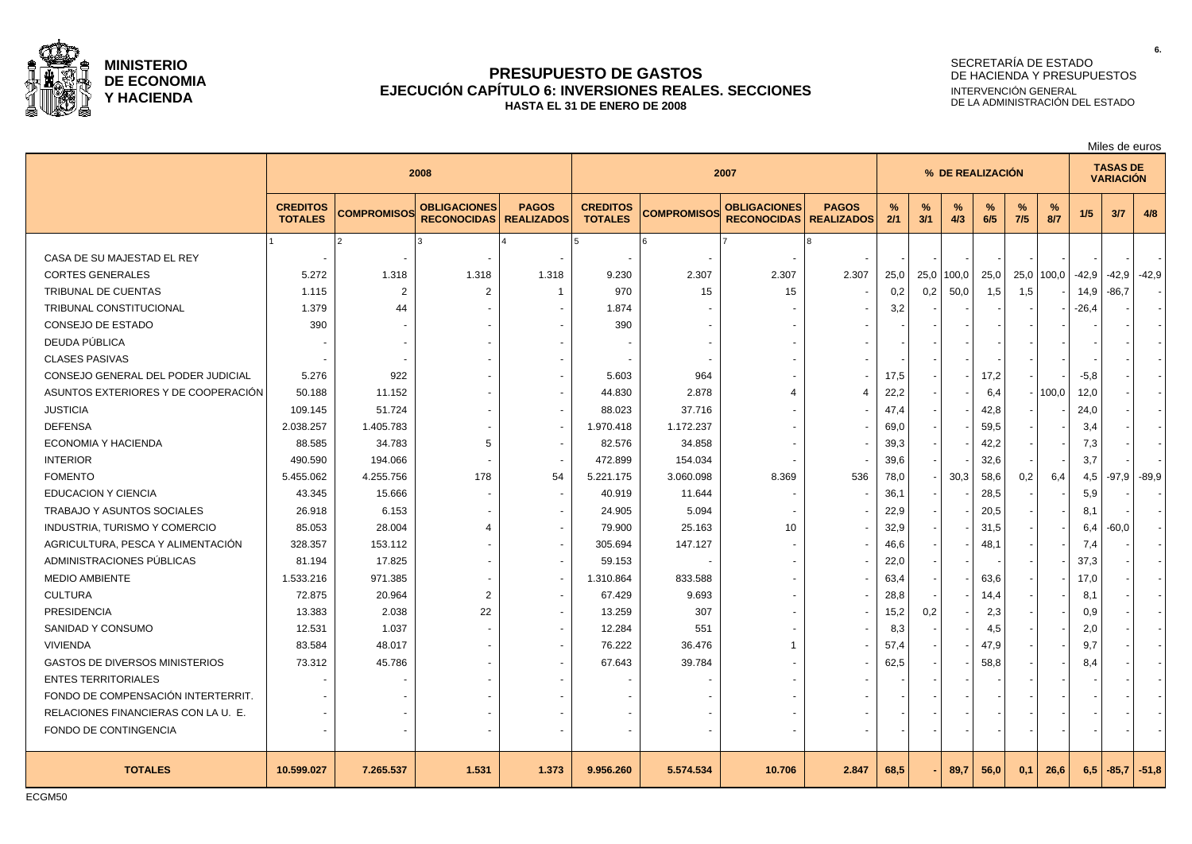**MINISTERIO DE ECONOMIA Y HACIENDA**

# PRESUPUESTO DE GASTOS
## EJECUCIÓN CAPÍTULO 6: INVERSIONES REALES. SECCIONES
### HASTA EL 31 DE ENERO DE 2008

SECRETARÍA DE ESTADO DE HACIENDA Y PRESUPUESTOS
INTERVENCIÓN GENERAL DE LA ADMINISTRACIÓN DEL ESTADO

Miles de euros

| | 2008 | | | | 2007 | | | | % DE REALIZACIÓN | | | | | | TASAS DE VARIACIÓN | | |
|---|---|---|---|---|---|---|---|---|---|---|---|---|---|---|---|---|---|
| | CREDITOS TOTALES | COMPROMISOS | OBLIGACIONES RECONOCIDAS | PAGOS REALIZADOS | CREDITOS TOTALES | COMPROMISOS | OBLIGACIONES RECONOCIDAS | PAGOS REALIZADOS | % 2/1 | % 3/1 | % 4/3 | % 6/5 | % 7/5 | % 8/7 | 1/5 | 3/7 | 4/8 |
| | 1 | 2 | 3 | 4 | 5 | 6 | 7 | 8 | | | | | | | | | |
| CASA DE SU MAJESTAD EL REY | - | - | - | - | - | - | - | - | - | - | - | - | - | - | - | - | - |
| CORTES GENERALES | 5.272 | 1.318 | 1.318 | 1.318 | 9.230 | 2.307 | 2.307 | 2.307 | 25,0 | 25,0 | 100,0 | 25,0 | 25,0 | 100,0 | -42,9 | -42,9 | -42,9 |
| TRIBUNAL DE CUENTAS | 1.115 | 2 | 2 | 1 | 970 | 15 | 15 | - | 0,2 | 0,2 | 50,0 | 1,5 | 1,5 | - | 14,9 | -86,7 | - |
| TRIBUNAL CONSTITUCIONAL | 1.379 | 44 | - | - | 1.874 | - | - | - | 3,2 | - | - | - | - | - | -26,4 | - | - |
| CONSEJO DE ESTADO | 390 | - | - | - | 390 | - | - | - | - | - | - | - | - | - | - | - | - |
| DEUDA PÚBLICA | - | - | - | - | - | - | - | - | - | - | - | - | - | - | - | - | - |
| CLASES PASIVAS | - | - | - | - | - | - | - | - | - | - | - | - | - | - | - | - | - |
| CONSEJO GENERAL DEL PODER JUDICIAL | 5.276 | 922 | - | - | 5.603 | 964 | - | - | 17,5 | - | - | 17,2 | - | - | -5,8 | - | - |
| ASUNTOS EXTERIORES Y DE COOPERACIÓN | 50.188 | 11.152 | - | - | 44.830 | 2.878 | 4 | 4 | 22,2 | - | - | 6,4 | - | 100,0 | 12,0 | - | - |
| JUSTICIA | 109.145 | 51.724 | - | - | 88.023 | 37.716 | - | - | 47,4 | - | - | 42,8 | - | - | 24,0 | - | - |
| DEFENSA | 2.038.257 | 1.405.783 | - | - | 1.970.418 | 1.172.237 | - | - | 69,0 | - | - | 59,5 | - | - | 3,4 | - | - |
| ECONOMIA Y HACIENDA | 88.585 | 34.783 | 5 | - | 82.576 | 34.858 | - | - | 39,3 | - | - | 42,2 | - | - | 7,3 | - | - |
| INTERIOR | 490.590 | 194.066 | - | - | 472.899 | 154.034 | - | - | 39,6 | - | - | 32,6 | - | - | 3,7 | - | - |
| FOMENTO | 5.455.062 | 4.255.756 | 178 | 54 | 5.221.175 | 3.060.098 | 8.369 | 536 | 78,0 | - | 30,3 | 58,6 | 0,2 | 6,4 | 4,5 | -97,9 | -89,9 |
| EDUCACION Y CIENCIA | 43.345 | 15.666 | - | - | 40.919 | 11.644 | - | - | 36,1 | - | - | 28,5 | - | - | 5,9 | - | - |
| TRABAJO Y ASUNTOS SOCIALES | 26.918 | 6.153 | - | - | 24.905 | 5.094 | - | - | 22,9 | - | - | 20,5 | - | - | 8,1 | - | - |
| INDUSTRIA, TURISMO Y COMERCIO | 85.053 | 28.004 | 4 | - | 79.900 | 25.163 | 10 | - | 32,9 | - | - | 31,5 | - | - | 6,4 | -60,0 | - |
| AGRICULTURA, PESCA Y ALIMENTACIÓN | 328.357 | 153.112 | - | - | 305.694 | 147.127 | - | - | 46,6 | - | - | 48,1 | - | - | 7,4 | - | - |
| ADMINISTRACIONES PÚBLICAS | 81.194 | 17.825 | - | - | 59.153 | - | - | - | 22,0 | - | - | - | - | - | 37,3 | - | - |
| MEDIO AMBIENTE | 1.533.216 | 971.385 | - | - | 1.310.864 | 833.588 | - | - | 63,4 | - | - | 63,6 | - | - | 17,0 | - | - |
| CULTURA | 72.875 | 20.964 | 2 | - | 67.429 | 9.693 | - | - | 28,8 | - | - | 14,4 | - | - | 8,1 | - | - |
| PRESIDENCIA | 13.383 | 2.038 | 22 | - | 13.259 | 307 | - | - | 15,2 | 0,2 | - | 2,3 | - | - | 0,9 | - | - |
| SANIDAD Y CONSUMO | 12.531 | 1.037 | - | - | 12.284 | 551 | - | - | 8,3 | - | - | 4,5 | - | - | 2,0 | - | - |
| VIVIENDA | 83.584 | 48.017 | - | - | 76.222 | 36.476 | 1 | - | 57,4 | - | - | 47,9 | - | - | 9,7 | - | - |
| GASTOS DE DIVERSOS MINISTERIOS | 73.312 | 45.786 | - | - | 67.643 | 39.784 | - | - | 62,5 | - | - | 58,8 | - | - | 8,4 | - | - |
| ENTES TERRITORIALES | - | - | - | - | - | - | - | - | - | - | - | - | - | - | - | - | - |
| FONDO DE COMPENSACIÓN INTERTERRIT. | - | - | - | - | - | - | - | - | - | - | - | - | - | - | - | - | - |
| RELACIONES FINANCIERAS CON LA U. E. | - | - | - | - | - | - | - | - | - | - | - | - | - | - | - | - | - |
| FONDO DE CONTINGENCIA | - | - | - | - | - | - | - | - | - | - | - | - | - | - | - | - | - |
| **TOTALES** | **10.599.027** | **7.265.537** | **1.531** | **1.373** | **9.956.260** | **5.574.534** | **10.706** | **2.847** | **68,5** | **-** | **89,7** | **56,0** | **0,1** | **26,6** | **6,5** | **-85,7** | **-51,8** |

ECGM50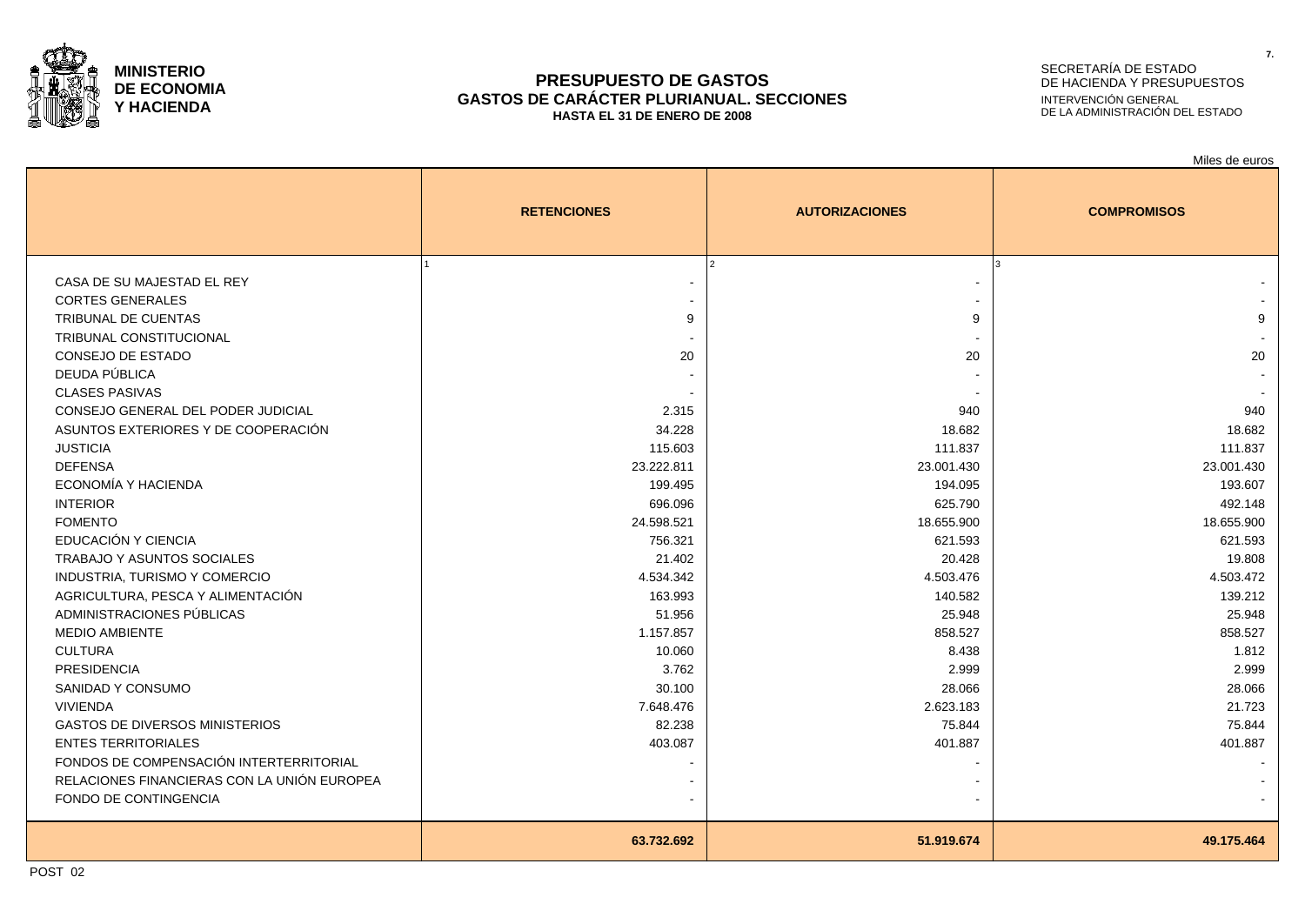**MINISTERIO DE ECONOMIA Y HACIENDA**

SECRETARÍA DE ESTADO DE HACIENDA Y PRESUPUESTOS
INTERVENCIÓN GENERAL DE LA ADMINISTRACIÓN DEL ESTADO

# PRESUPUESTO DE GASTOS
## GASTOS DE CARÁCTER PLURIANUAL. SECCIONES
### HASTA EL 31 DE ENERO DE 2008

Miles de euros

| | RETENCIONES | AUTORIZACIONES | COMPROMISOS |
|---|---|---|---|
| | 1 | 2 | 3 |
| CASA DE SU MAJESTAD EL REY | - | - | - |
| CORTES GENERALES | - | - | - |
| TRIBUNAL DE CUENTAS | 9 | 9 | 9 |
| TRIBUNAL CONSTITUCIONAL | - | - | - |
| CONSEJO DE ESTADO | 20 | 20 | 20 |
| DEUDA PÚBLICA | - | - | - |
| CLASES PASIVAS | - | - | - |
| CONSEJO GENERAL DEL PODER JUDICIAL | 2.315 | 940 | 940 |
| ASUNTOS EXTERIORES Y DE COOPERACIÓN | 34.228 | 18.682 | 18.682 |
| JUSTICIA | 115.603 | 111.837 | 111.837 |
| DEFENSA | 23.222.811 | 23.001.430 | 23.001.430 |
| ECONOMÍA Y HACIENDA | 199.495 | 194.095 | 193.607 |
| INTERIOR | 696.096 | 625.790 | 492.148 |
| FOMENTO | 24.598.521 | 18.655.900 | 18.655.900 |
| EDUCACIÓN Y CIENCIA | 756.321 | 621.593 | 621.593 |
| TRABAJO Y ASUNTOS SOCIALES | 21.402 | 20.428 | 19.808 |
| INDUSTRIA, TURISMO Y COMERCIO | 4.534.342 | 4.503.476 | 4.503.472 |
| AGRICULTURA, PESCA Y ALIMENTACIÓN | 163.993 | 140.582 | 139.212 |
| ADMINISTRACIONES PÚBLICAS | 51.956 | 25.948 | 25.948 |
| MEDIO AMBIENTE | 1.157.857 | 858.527 | 858.527 |
| CULTURA | 10.060 | 8.438 | 1.812 |
| PRESIDENCIA | 3.762 | 2.999 | 2.999 |
| SANIDAD Y CONSUMO | 30.100 | 28.066 | 28.066 |
| VIVIENDA | 7.648.476 | 2.623.183 | 21.723 |
| GASTOS DE DIVERSOS MINISTERIOS | 82.238 | 75.844 | 75.844 |
| ENTES TERRITORIALES | 403.087 | 401.887 | 401.887 |
| FONDOS DE COMPENSACIÓN INTERTERRITORIAL | - | - | - |
| RELACIONES FINANCIERAS CON LA UNIÓN EUROPEA | - | - | - |
| FONDO DE CONTINGENCIA | - | - | - |
| | **63.732.692** | **51.919.674** | **49.175.464** |

POST 02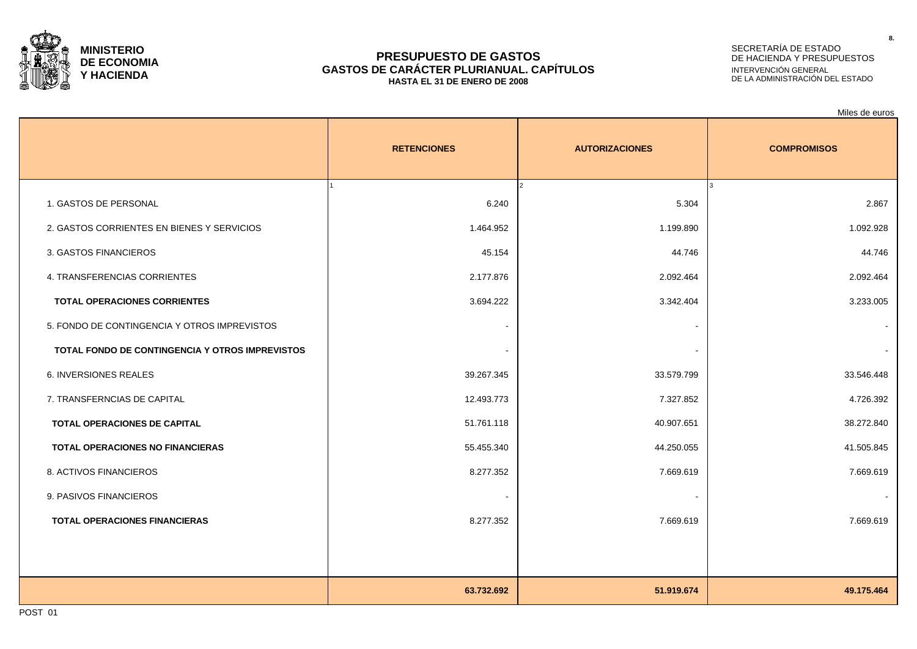**MINISTERIO DE ECONOMIA Y HACIENDA**

SECRETARÍA DE ESTADO DE HACIENDA Y PRESUPUESTOS
INTERVENCIÓN GENERAL DE LA ADMINISTRACIÓN DEL ESTADO

# PRESUPUESTO DE GASTOS
## GASTOS DE CARÁCTER PLURIANUAL. CAPÍTULOS
### HASTA EL 31 DE ENERO DE 2008

Miles de euros

| | RETENCIONES | AUTORIZACIONES | COMPROMISOS |
|---|---|---|---|
| | 1 | 2 | 3 |
| 1. GASTOS DE PERSONAL | 6.240 | 5.304 | 2.867 |
| 2. GASTOS CORRIENTES EN BIENES Y SERVICIOS | 1.464.952 | 1.199.890 | 1.092.928 |
| 3. GASTOS FINANCIEROS | 45.154 | 44.746 | 44.746 |
| 4. TRANSFERENCIAS CORRIENTES | 2.177.876 | 2.092.464 | 2.092.464 |
| **TOTAL OPERACIONES CORRIENTES** | 3.694.222 | 3.342.404 | 3.233.005 |
| 5. FONDO DE CONTINGENCIA Y OTROS IMPREVISTOS | - | - | - |
| **TOTAL FONDO DE CONTINGENCIA Y OTROS IMPREVISTOS** | - | - | - |
| 6. INVERSIONES REALES | 39.267.345 | 33.579.799 | 33.546.448 |
| 7. TRANSFERNCIAS DE CAPITAL | 12.493.773 | 7.327.852 | 4.726.392 |
| **TOTAL OPERACIONES DE CAPITAL** | 51.761.118 | 40.907.651 | 38.272.840 |
| **TOTAL OPERACIONES NO FINANCIERAS** | 55.455.340 | 44.250.055 | 41.505.845 |
| 8. ACTIVOS FINANCIEROS | 8.277.352 | 7.669.619 | 7.669.619 |
| 9. PASIVOS FINANCIEROS | - | - | - |
| **TOTAL OPERACIONES FINANCIERAS** | 8.277.352 | 7.669.619 | 7.669.619 |
| | **63.732.692** | **51.919.674** | **49.175.464** |

POST 01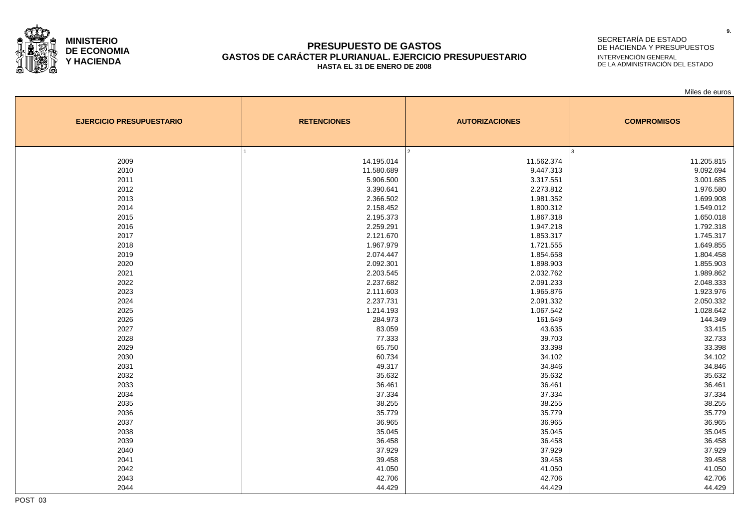**MINISTERIO DE ECONOMIA Y HACIENDA**

# PRESUPUESTO DE GASTOS
## GASTOS DE CARÁCTER PLURIANUAL. EJERCICIO PRESUPUESTARIO
### HASTA EL 31 DE ENERO DE 2008

SECRETARÍA DE ESTADO DE HACIENDA Y PRESUPUESTOS
INTERVENCIÓN GENERAL DE LA ADMINISTRACIÓN DEL ESTADO

Miles de euros

| EJERCICIO PRESUPUESTARIO | RETENCIONES | AUTORIZACIONES | COMPROMISOS |
|---|---|---|---|
| | 1 | 2 | 3 |
| 2009 | 14.195.014 | 11.562.374 | 11.205.815 |
| 2010 | 11.580.689 | 9.447.313 | 9.092.694 |
| 2011 | 5.906.500 | 3.317.551 | 3.001.685 |
| 2012 | 3.390.641 | 2.273.812 | 1.976.580 |
| 2013 | 2.366.502 | 1.981.352 | 1.699.908 |
| 2014 | 2.158.452 | 1.800.312 | 1.549.012 |
| 2015 | 2.195.373 | 1.867.318 | 1.650.018 |
| 2016 | 2.259.291 | 1.947.218 | 1.792.318 |
| 2017 | 2.121.670 | 1.853.317 | 1.745.317 |
| 2018 | 1.967.979 | 1.721.555 | 1.649.855 |
| 2019 | 2.074.447 | 1.854.658 | 1.804.458 |
| 2020 | 2.092.301 | 1.898.903 | 1.855.903 |
| 2021 | 2.203.545 | 2.032.762 | 1.989.862 |
| 2022 | 2.237.682 | 2.091.233 | 2.048.333 |
| 2023 | 2.111.603 | 1.965.876 | 1.923.976 |
| 2024 | 2.237.731 | 2.091.332 | 2.050.332 |
| 2025 | 1.214.193 | 1.067.542 | 1.028.642 |
| 2026 | 284.973 | 161.649 | 144.349 |
| 2027 | 83.059 | 43.635 | 33.415 |
| 2028 | 77.333 | 39.703 | 32.733 |
| 2029 | 65.750 | 33.398 | 33.398 |
| 2030 | 60.734 | 34.102 | 34.102 |
| 2031 | 49.317 | 34.846 | 34.846 |
| 2032 | 35.632 | 35.632 | 35.632 |
| 2033 | 36.461 | 36.461 | 36.461 |
| 2034 | 37.334 | 37.334 | 37.334 |
| 2035 | 38.255 | 38.255 | 38.255 |
| 2036 | 35.779 | 35.779 | 35.779 |
| 2037 | 36.965 | 36.965 | 36.965 |
| 2038 | 35.045 | 35.045 | 35.045 |
| 2039 | 36.458 | 36.458 | 36.458 |
| 2040 | 37.929 | 37.929 | 37.929 |
| 2041 | 39.458 | 39.458 | 39.458 |
| 2042 | 41.050 | 41.050 | 41.050 |
| 2043 | 42.706 | 42.706 | 42.706 |
| 2044 | 44.429 | 44.429 | 44.429 |

POST 03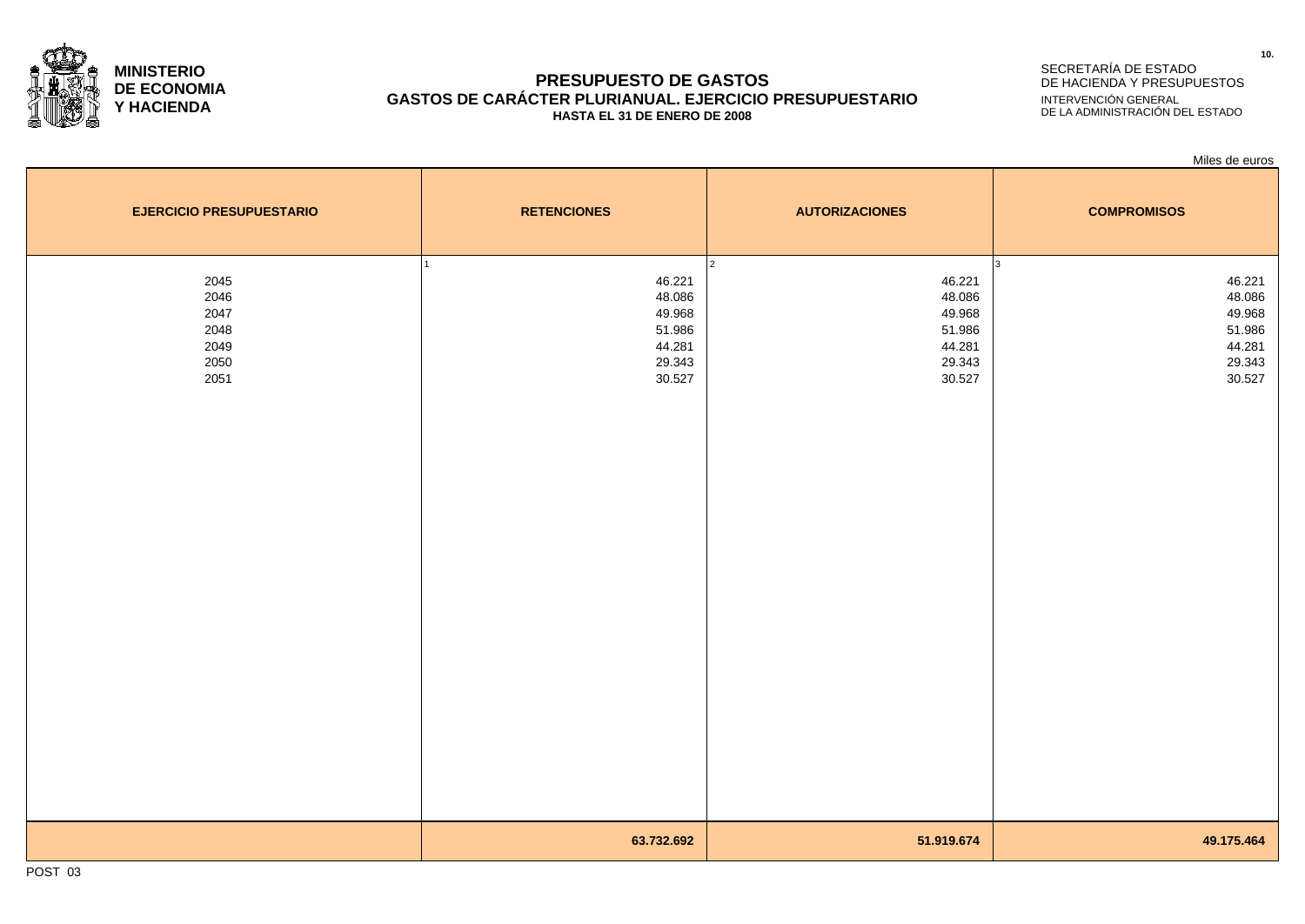**MINISTERIO DE ECONOMIA Y HACIENDA**

# PRESUPUESTO DE GASTOS
## GASTOS DE CARÁCTER PLURIANUAL. EJERCICIO PRESUPUESTARIO
### HASTA EL 31 DE ENERO DE 2008

SECRETARÍA DE ESTADO DE HACIENDA Y PRESUPUESTOS
INTERVENCIÓN GENERAL DE LA ADMINISTRACIÓN DEL ESTADO

Miles de euros

| EJERCICIO PRESUPUESTARIO | RETENCIONES | AUTORIZACIONES | COMPROMISOS |
|---|---|---|---|
| | 1 | 2 | 3 |
| 2045 | 46.221 | 46.221 | 46.221 |
| 2046 | 48.086 | 48.086 | 48.086 |
| 2047 | 49.968 | 49.968 | 49.968 |
| 2048 | 51.986 | 51.986 | 51.986 |
| 2049 | 44.281 | 44.281 | 44.281 |
| 2050 | 29.343 | 29.343 | 29.343 |
| 2051 | 30.527 | 30.527 | 30.527 |
| | **63.732.692** | **51.919.674** | **49.175.464** |

POST 03